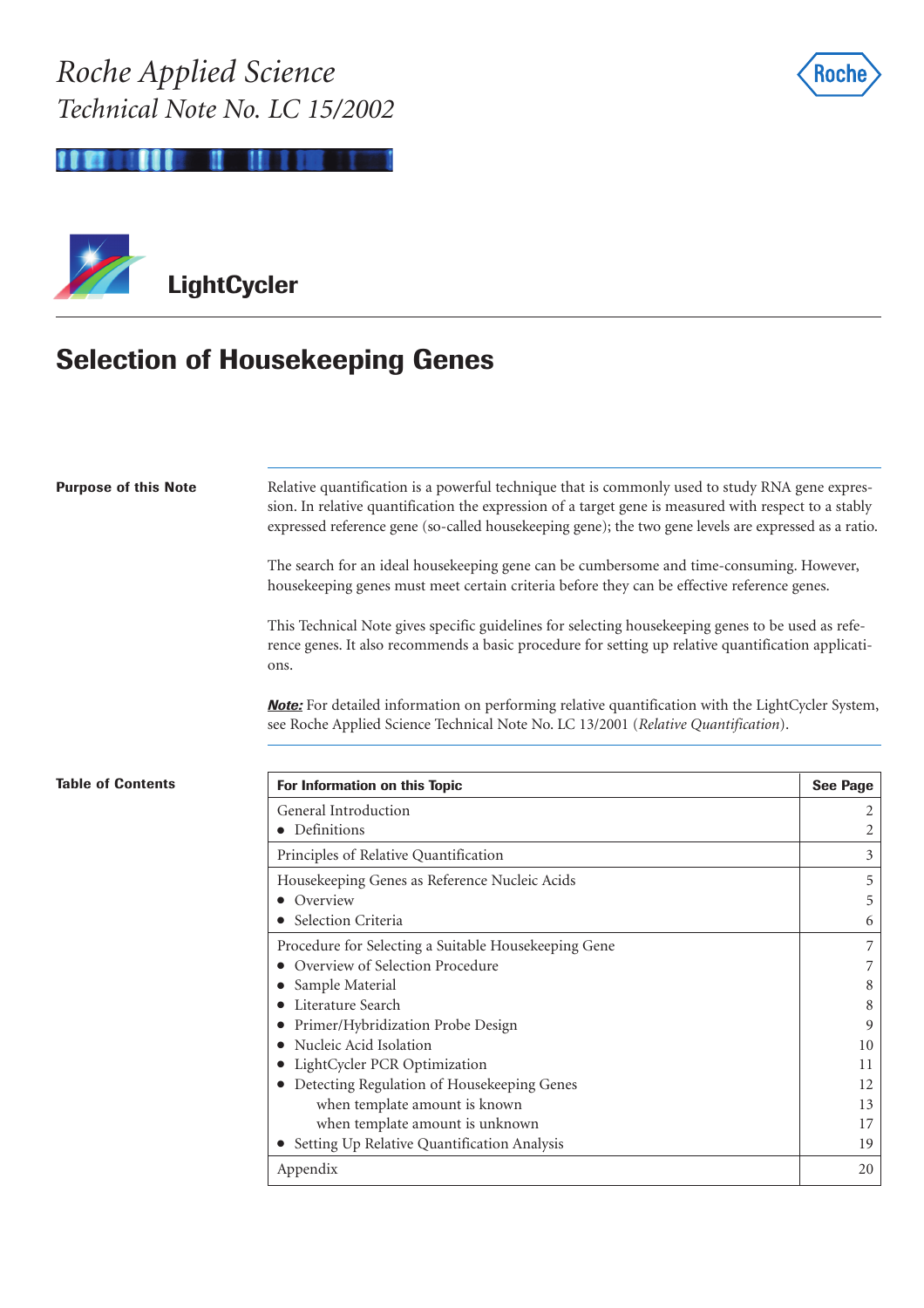*Roche Applied Science*
*Technical Note No. LC 15/2002*

**LightCycler**

# Selection of Housekeeping Genes

**Purpose of this Note**

Relative quantification is a powerful technique that is commonly used to study RNA gene expression. In relative quantification the expression of a target gene is measured with respect to a stably expressed reference gene (so-called housekeeping gene); the two gene levels are expressed as a ratio.

The search for an ideal housekeeping gene can be cumbersome and time-consuming. However, housekeeping genes must meet certain criteria before they can be effective reference genes.

This Technical Note gives specific guidelines for selecting housekeeping genes to be used as reference genes. It also recommends a basic procedure for setting up relative quantification applications.

***Note:*** For detailed information on performing relative quantification with the LightCycler System, see Roche Applied Science Technical Note No. LC 13/2001 (*Relative Quantification*).

**Table of Contents**

| For Information on this Topic | See Page |
|---|---|
| General Introduction | 2 |
| • Definitions | 2 |
| Principles of Relative Quantification | 3 |
| Housekeeping Genes as Reference Nucleic Acids | 5 |
| • Overview | 5 |
| • Selection Criteria | 6 |
| Procedure for Selecting a Suitable Housekeeping Gene | 7 |
| • Overview of Selection Procedure | 7 |
| • Sample Material | 8 |
| • Literature Search | 8 |
| • Primer/Hybridization Probe Design | 9 |
| • Nucleic Acid Isolation | 10 |
| • LightCycler PCR Optimization | 11 |
| • Detecting Regulation of Housekeeping Genes | 12 |
| when template amount is known | 13 |
| when template amount is unknown | 17 |
| • Setting Up Relative Quantification Analysis | 19 |
| Appendix | 20 |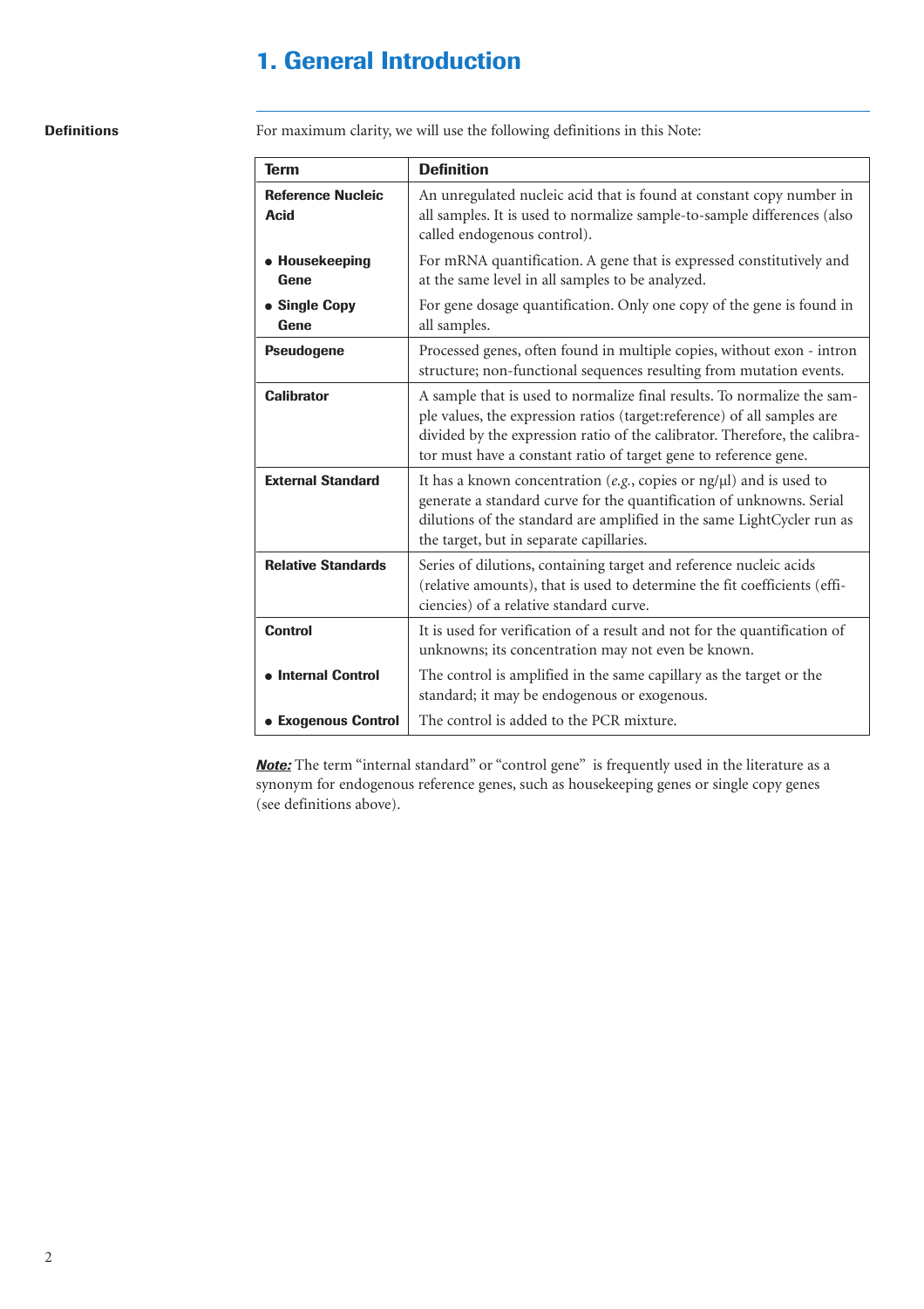# 1. General Introduction

**Definitions**

For maximum clarity, we will use the following definitions in this Note:

| Term | Definition |
|---|---|
| **Reference Nucleic Acid** | An unregulated nucleic acid that is found at constant copy number in all samples. It is used to normalize sample-to-sample differences (also called endogenous control). |
| • **Housekeeping Gene** | For mRNA quantification. A gene that is expressed constitutively and at the same level in all samples to be analyzed. |
| • **Single Copy Gene** | For gene dosage quantification. Only one copy of the gene is found in all samples. |
| **Pseudogene** | Processed genes, often found in multiple copies, without exon - intron structure; non-functional sequences resulting from mutation events. |
| **Calibrator** | A sample that is used to normalize final results. To normalize the sample values, the expression ratios (target:reference) of all samples are divided by the expression ratio of the calibrator. Therefore, the calibrator must have a constant ratio of target gene to reference gene. |
| **External Standard** | It has a known concentration (*e.g.*, copies or ng/µl) and is used to generate a standard curve for the quantification of unknowns. Serial dilutions of the standard are amplified in the same LightCycler run as the target, but in separate capillaries. |
| **Relative Standards** | Series of dilutions, containing target and reference nucleic acids (relative amounts), that is used to determine the fit coefficients (efficiencies) of a relative standard curve. |
| **Control** | It is used for verification of a result and not for the quantification of unknowns; its concentration may not even be known. |
| • **Internal Control** | The control is amplified in the same capillary as the target or the standard; it may be endogenous or exogenous. |
| • **Exogenous Control** | The control is added to the PCR mixture. |

***Note:*** The term "internal standard" or "control gene" is frequently used in the literature as a synonym for endogenous reference genes, such as housekeeping genes or single copy genes (see definitions above).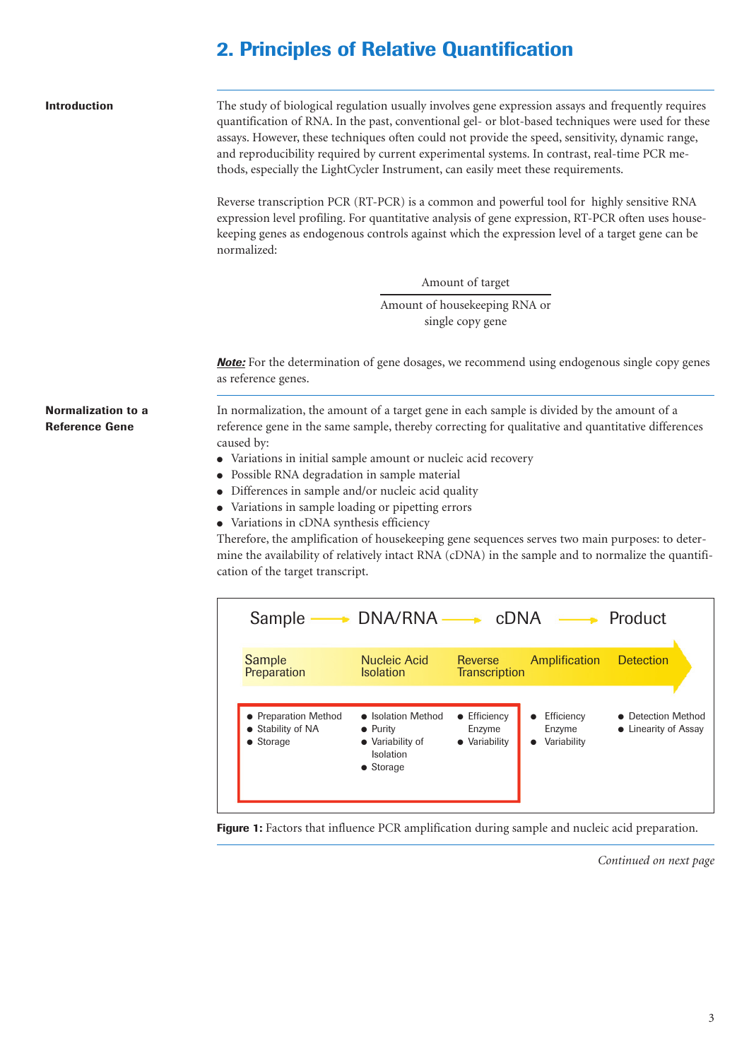## 2. Principles of Relative Quantification

**Introduction**

The study of biological regulation usually involves gene expression assays and frequently requires quantification of RNA. In the past, conventional gel- or blot-based techniques were used for these assays. However, these techniques often could not provide the speed, sensitivity, dynamic range, and reproducibility required by current experimental systems. In contrast, real-time PCR methods, especially the LightCycler Instrument, can easily meet these requirements.

Reverse transcription PCR (RT-PCR) is a common and powerful tool for highly sensitive RNA expression level profiling. For quantitative analysis of gene expression, RT-PCR often uses housekeeping genes as endogenous controls against which the expression level of a target gene can be normalized:

$$\frac{\text{Amount of target}}{\text{Amount of housekeeping RNA or single copy gene}}$$

***Note:*** For the determination of gene dosages, we recommend using endogenous single copy genes as reference genes.

**Normalization to a Reference Gene**

In normalization, the amount of a target gene in each sample is divided by the amount of a reference gene in the same sample, thereby correcting for qualitative and quantitative differences caused by:

- Variations in initial sample amount or nucleic acid recovery
- Possible RNA degradation in sample material
- Differences in sample and/or nucleic acid quality
- Variations in sample loading or pipetting errors
- Variations in cDNA synthesis efficiency

Therefore, the amplification of housekeeping gene sequences serves two main purposes: to determine the availability of relatively intact RNA (cDNA) in the sample and to normalize the quantification of the target transcript.

Sample → DNA/RNA → cDNA → Product

| Sample Preparation | Nucleic Acid Isolation | Reverse Transcription | Amplification | Detection |
|---|---|---|---|---|
| • Preparation Method<br>• Stability of NA<br>• Storage | • Isolation Method<br>• Purity<br>• Variability of Isolation<br>• Storage | • Efficiency Enzyme<br>• Variability | • Efficiency Enzyme<br>• Variability | • Detection Method<br>• Linearity of Assay |

**Figure 1:** Factors that influence PCR amplification during sample and nucleic acid preparation.

*Continued on next page*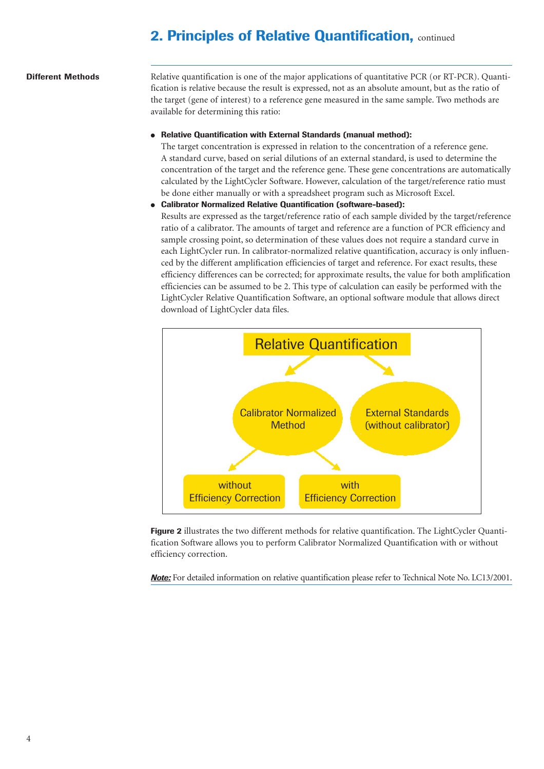## 2. Principles of Relative Quantification, continued

**Different Methods**

Relative quantification is one of the major applications of quantitative PCR (or RT-PCR). Quantification is relative because the result is expressed, not as an absolute amount, but as the ratio of the target (gene of interest) to a reference gene measured in the same sample. Two methods are available for determining this ratio:

- **Relative Quantification with External Standards (manual method):**
  The target concentration is expressed in relation to the concentration of a reference gene. A standard curve, based on serial dilutions of an external standard, is used to determine the concentration of the target and the reference gene. These gene concentrations are automatically calculated by the LightCycler Software. However, calculation of the target/reference ratio must be done either manually or with a spreadsheet program such as Microsoft Excel.
- **Calibrator Normalized Relative Quantification (software-based):**
  Results are expressed as the target/reference ratio of each sample divided by the target/reference ratio of a calibrator. The amounts of target and reference are a function of PCR efficiency and sample crossing point, so determination of these values does not require a standard curve in each LightCycler run. In calibrator-normalized relative quantification, accuracy is only influenced by the different amplification efficiencies of target and reference. For exact results, these efficiency differences can be corrected; for approximate results, the value for both amplification efficiencies can be assumed to be 2. This type of calculation can easily be performed with the LightCycler Relative Quantification Software, an optional software module that allows direct download of LightCycler data files.

Relative Quantification
- Calibrator Normalized Method
  - without Efficiency Correction
  - with Efficiency Correction
- External Standards (without calibrator)

**Figure 2** illustrates the two different methods for relative quantification. The LightCycler Quantification Software allows you to perform Calibrator Normalized Quantification with or without efficiency correction.

***Note:*** For detailed information on relative quantification please refer to Technical Note No. LC13/2001.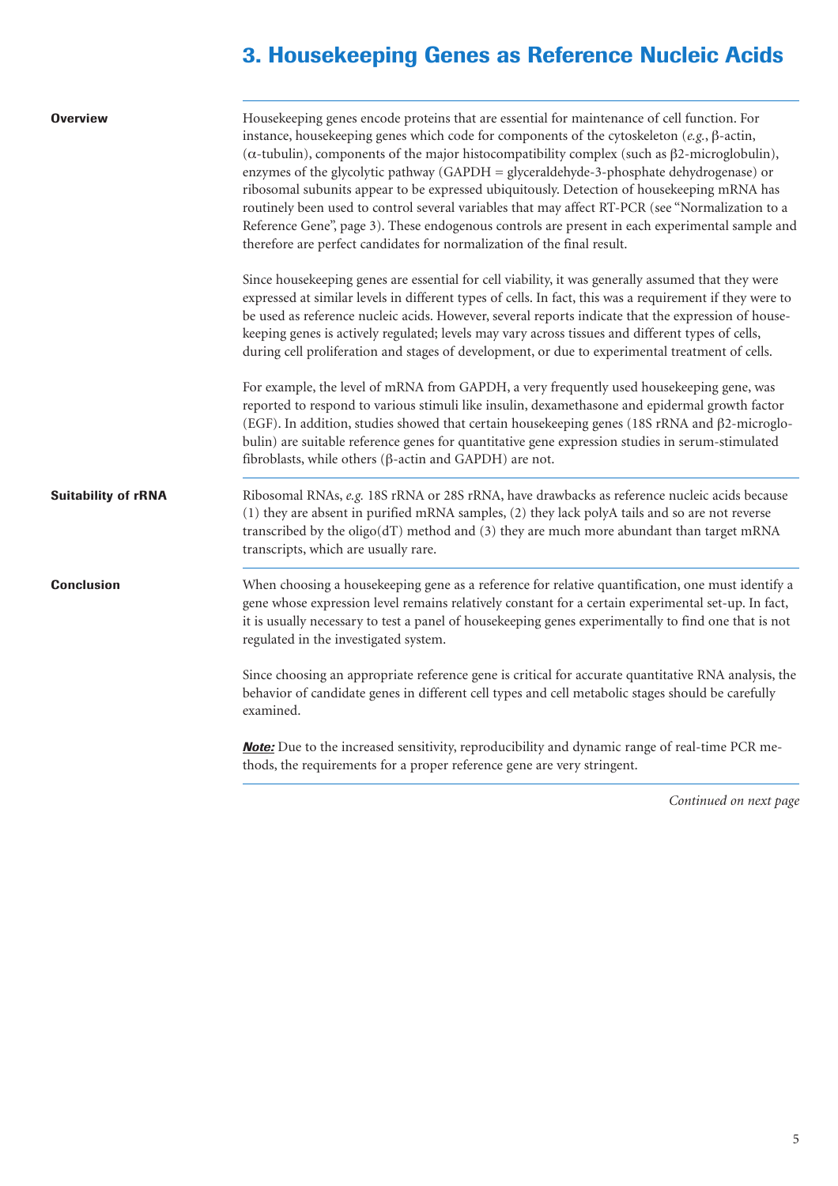# 3. Housekeeping Genes as Reference Nucleic Acids

**Overview**

Housekeeping genes encode proteins that are essential for maintenance of cell function. For instance, housekeeping genes which code for components of the cytoskeleton (*e.g.*, β-actin, (α-tubulin), components of the major histocompatibility complex (such as β2-microglobulin), enzymes of the glycolytic pathway (GAPDH = glyceraldehyde-3-phosphate dehydrogenase) or ribosomal subunits appear to be expressed ubiquitously. Detection of housekeeping mRNA has routinely been used to control several variables that may affect RT-PCR (see "Normalization to a Reference Gene", page 3). These endogenous controls are present in each experimental sample and therefore are perfect candidates for normalization of the final result.

Since housekeeping genes are essential for cell viability, it was generally assumed that they were expressed at similar levels in different types of cells. In fact, this was a requirement if they were to be used as reference nucleic acids. However, several reports indicate that the expression of housekeeping genes is actively regulated; levels may vary across tissues and different types of cells, during cell proliferation and stages of development, or due to experimental treatment of cells.

For example, the level of mRNA from GAPDH, a very frequently used housekeeping gene, was reported to respond to various stimuli like insulin, dexamethasone and epidermal growth factor (EGF). In addition, studies showed that certain housekeeping genes (18S rRNA and β2-microglobulin) are suitable reference genes for quantitative gene expression studies in serum-stimulated fibroblasts, while others (β-actin and GAPDH) are not.

**Suitability of rRNA**

Ribosomal RNAs, *e.g.* 18S rRNA or 28S rRNA, have drawbacks as reference nucleic acids because (1) they are absent in purified mRNA samples, (2) they lack polyA tails and so are not reverse transcribed by the oligo(dT) method and (3) they are much more abundant than target mRNA transcripts, which are usually rare.

**Conclusion**

When choosing a housekeeping gene as a reference for relative quantification, one must identify a gene whose expression level remains relatively constant for a certain experimental set-up. In fact, it is usually necessary to test a panel of housekeeping genes experimentally to find one that is not regulated in the investigated system.

Since choosing an appropriate reference gene is critical for accurate quantitative RNA analysis, the behavior of candidate genes in different cell types and cell metabolic stages should be carefully examined.

***Note:*** Due to the increased sensitivity, reproducibility and dynamic range of real-time PCR methods, the requirements for a proper reference gene are very stringent.

*Continued on next page*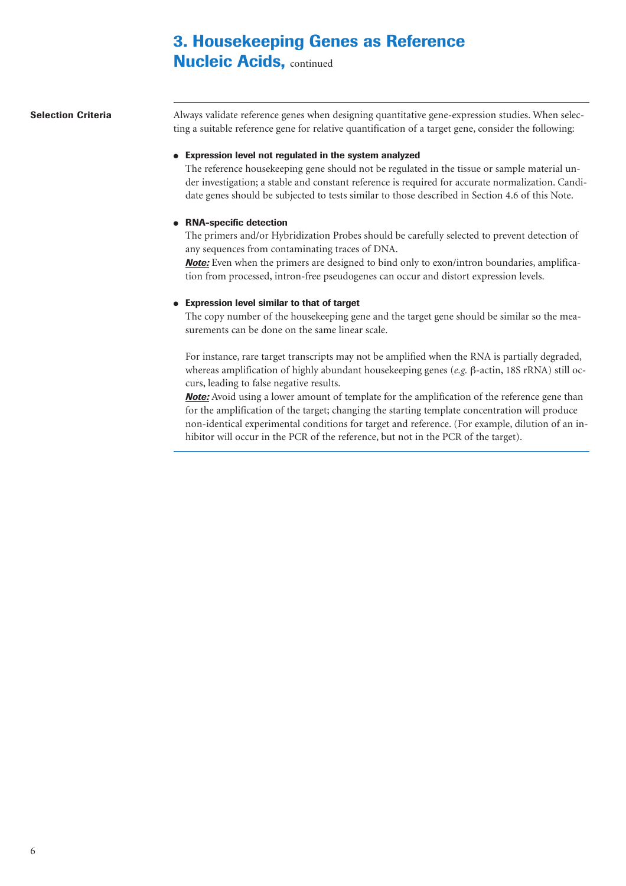# 3. Housekeeping Genes as Reference Nucleic Acids, continued

## Selection Criteria

Always validate reference genes when designing quantitative gene-expression studies. When selecting a suitable reference gene for relative quantification of a target gene, consider the following:

- **Expression level not regulated in the system analyzed**
  The reference housekeeping gene should not be regulated in the tissue or sample material under investigation; a stable and constant reference is required for accurate normalization. Candidate genes should be subjected to tests similar to those described in Section 4.6 of this Note.

- **RNA-specific detection**
  The primers and/or Hybridization Probes should be carefully selected to prevent detection of any sequences from contaminating traces of DNA.
  ***Note:*** Even when the primers are designed to bind only to exon/intron boundaries, amplification from processed, intron-free pseudogenes can occur and distort expression levels.

- **Expression level similar to that of target**
  The copy number of the housekeeping gene and the target gene should be similar so the measurements can be done on the same linear scale.

  For instance, rare target transcripts may not be amplified when the RNA is partially degraded, whereas amplification of highly abundant housekeeping genes (*e.g.* β-actin, 18S rRNA) still occurs, leading to false negative results.
  ***Note:*** Avoid using a lower amount of template for the amplification of the reference gene than for the amplification of the target; changing the starting template concentration will produce non-identical experimental conditions for target and reference. (For example, dilution of an inhibitor will occur in the PCR of the reference, but not in the PCR of the target).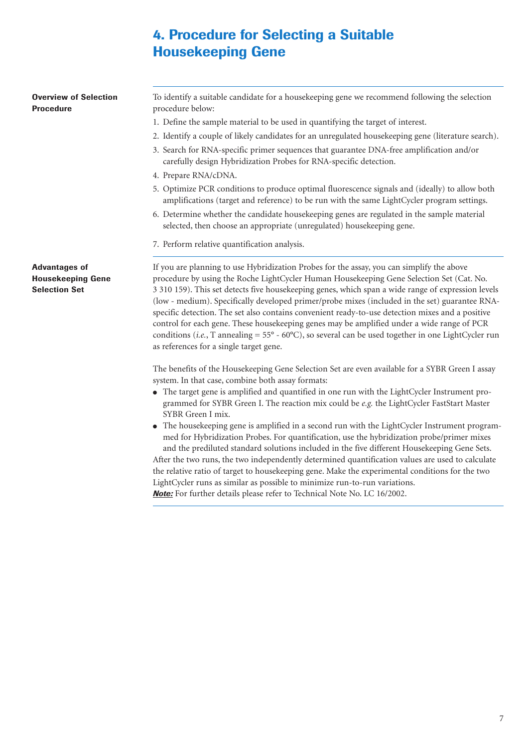# 4. Procedure for Selecting a Suitable Housekeeping Gene

**Overview of Selection Procedure**

To identify a suitable candidate for a housekeeping gene we recommend following the selection procedure below:

1. Define the sample material to be used in quantifying the target of interest.
2. Identify a couple of likely candidates for an unregulated housekeeping gene (literature search).
3. Search for RNA-specific primer sequences that guarantee DNA-free amplification and/or carefully design Hybridization Probes for RNA-specific detection.
4. Prepare RNA/cDNA.
5. Optimize PCR conditions to produce optimal fluorescence signals and (ideally) to allow both amplifications (target and reference) to be run with the same LightCycler program settings.
6. Determine whether the candidate housekeeping genes are regulated in the sample material selected, then choose an appropriate (unregulated) housekeeping gene.
7. Perform relative quantification analysis.

**Advantages of Housekeeping Gene Selection Set**

If you are planning to use Hybridization Probes for the assay, you can simplify the above procedure by using the Roche LightCycler Human Housekeeping Gene Selection Set (Cat. No. 3 310 159). This set detects five housekeeping genes, which span a wide range of expression levels (low - medium). Specifically developed primer/probe mixes (included in the set) guarantee RNA-specific detection. The set also contains convenient ready-to-use detection mixes and a positive control for each gene. These housekeeping genes may be amplified under a wide range of PCR conditions (*i.e.*, T annealing = 55° - 60°C), so several can be used together in one LightCycler run as references for a single target gene.

The benefits of the Housekeeping Gene Selection Set are even available for a SYBR Green I assay system. In that case, combine both assay formats:

- The target gene is amplified and quantified in one run with the LightCycler Instrument programmed for SYBR Green I. The reaction mix could be *e.g.* the LightCycler FastStart Master SYBR Green I mix.
- The housekeeping gene is amplified in a second run with the LightCycler Instrument programmed for Hybridization Probes. For quantification, use the hybridization probe/primer mixes and the prediluted standard solutions included in the five different Housekeeping Gene Sets.

After the two runs, the two independently determined quantification values are used to calculate the relative ratio of target to housekeeping gene. Make the experimental conditions for the two LightCycler runs as similar as possible to minimize run-to-run variations.

***Note:*** For further details please refer to Technical Note No. LC 16/2002.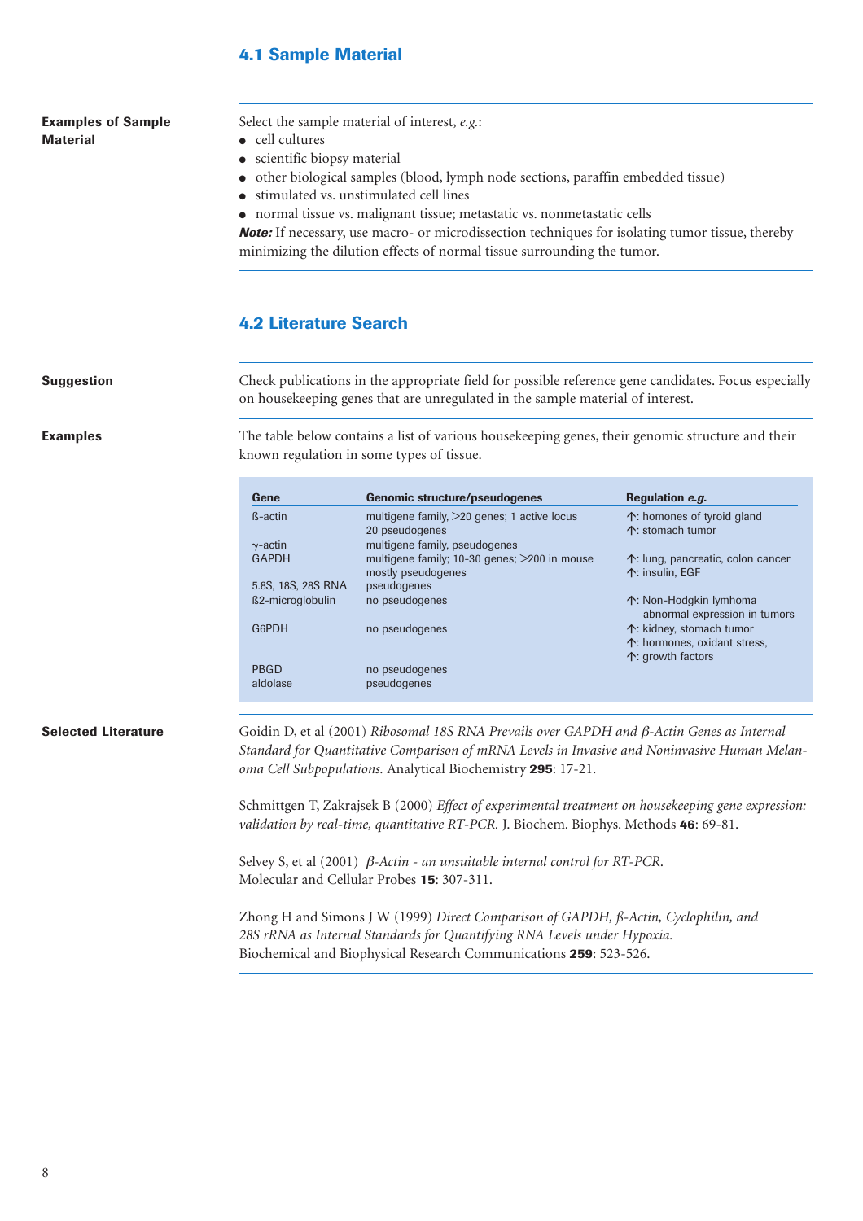## 4.1 Sample Material

**Examples of Sample Material**

Select the sample material of interest, *e.g.*:

- cell cultures
- scientific biopsy material
- other biological samples (blood, lymph node sections, paraffin embedded tissue)
- stimulated vs. unstimulated cell lines
- normal tissue vs. malignant tissue; metastatic vs. nonmetastatic cells

***Note:*** If necessary, use macro- or microdissection techniques for isolating tumor tissue, thereby minimizing the dilution effects of normal tissue surrounding the tumor.

## 4.2 Literature Search

**Suggestion**

Check publications in the appropriate field for possible reference gene candidates. Focus especially on housekeeping genes that are unregulated in the sample material of interest.

**Examples**

The table below contains a list of various housekeeping genes, their genomic structure and their known regulation in some types of tissue.

| Gene | Genomic structure/pseudogenes | Regulation *e.g.* |
|---|---|---|
| ß-actin | multigene family, >20 genes; 1 active locus<br>20 pseudogenes | ↑: homones of tyroid gland<br>↑: stomach tumor |
| γ-actin | multigene family, pseudogenes | |
| GAPDH | multigene family; 10-30 genes; >200 in mouse<br>mostly pseudogenes | ↑: lung, pancreatic, colon cancer<br>↑: insulin, EGF |
| 5.8S, 18S, 28S RNA | pseudogenes | |
| ß2-microglobulin | no pseudogenes | ↑: Non-Hodgkin lymhoma<br>abnormal expression in tumors |
| G6PDH | no pseudogenes | ↑: kidney, stomach tumor<br>↑: hormones, oxidant stress,<br>↑: growth factors |
| PBGD | no pseudogenes | |
| aldolase | pseudogenes | |

**Selected Literature**

Goidin D, et al (2001) *Ribosomal 18S RNA Prevails over GAPDH and β-Actin Genes as Internal Standard for Quantitative Comparison of mRNA Levels in Invasive and Noninvasive Human Melanoma Cell Subpopulations.* Analytical Biochemistry **295**: 17-21.

Schmittgen T, Zakrajsek B (2000) *Effect of experimental treatment on housekeeping gene expression: validation by real-time, quantitative RT-PCR.* J. Biochem. Biophys. Methods **46**: 69-81.

Selvey S, et al (2001) *β-Actin - an unsuitable internal control for RT-PCR.* Molecular and Cellular Probes **15**: 307-311.

Zhong H and Simons J W (1999) *Direct Comparison of GAPDH, ß-Actin, Cyclophilin, and 28S rRNA as Internal Standards for Quantifying RNA Levels under Hypoxia.* Biochemical and Biophysical Research Communications **259**: 523-526.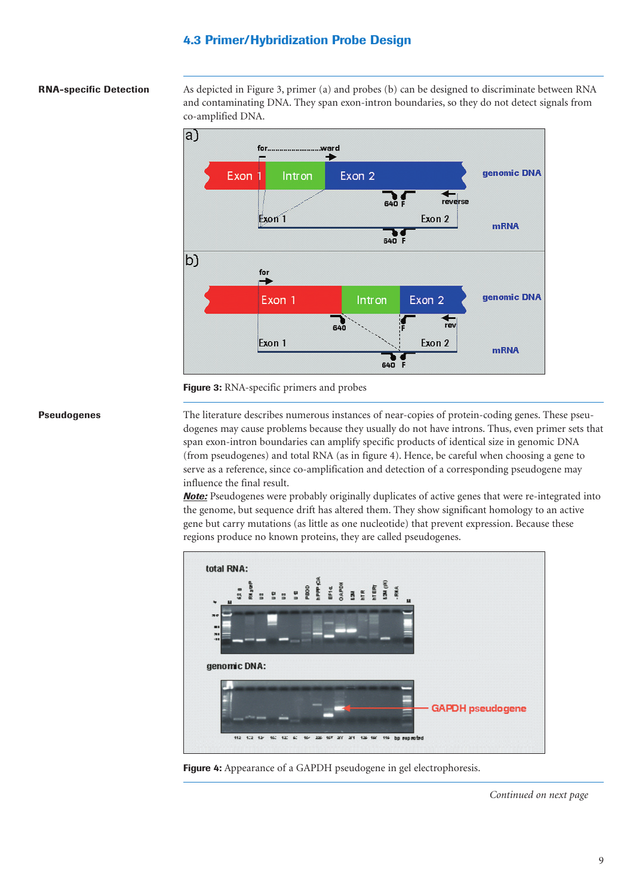## 4.3 Primer/Hybridization Probe Design

**RNA-specific Detection**

As depicted in Figure 3, primer (a) and probes (b) can be designed to discriminate between RNA and contaminating DNA. They span exon-intron boundaries, so they do not detect signals from co-amplified DNA.

**Figure 3:** RNA-specific primers and probes

**Pseudogenes**

The literature describes numerous instances of near-copies of protein-coding genes. These pseudogenes may cause problems because they usually do not have introns. Thus, even primer sets that span exon-intron boundaries can amplify specific products of identical size in genomic DNA (from pseudogenes) and total RNA (as in figure 4). Hence, be careful when choosing a gene to serve as a reference, since co-amplification and detection of a corresponding pseudogene may influence the final result.

***Note:*** Pseudogenes were probably originally duplicates of active genes that were re-integrated into the genome, but sequence drift has altered them. They show significant homology to an active gene but carry mutations (as little as one nucleotide) that prevent expression. Because these regions produce no known proteins, they are called pseudogenes.

**Figure 4:** Appearance of a GAPDH pseudogene in gel electrophoresis.

*Continued on next page*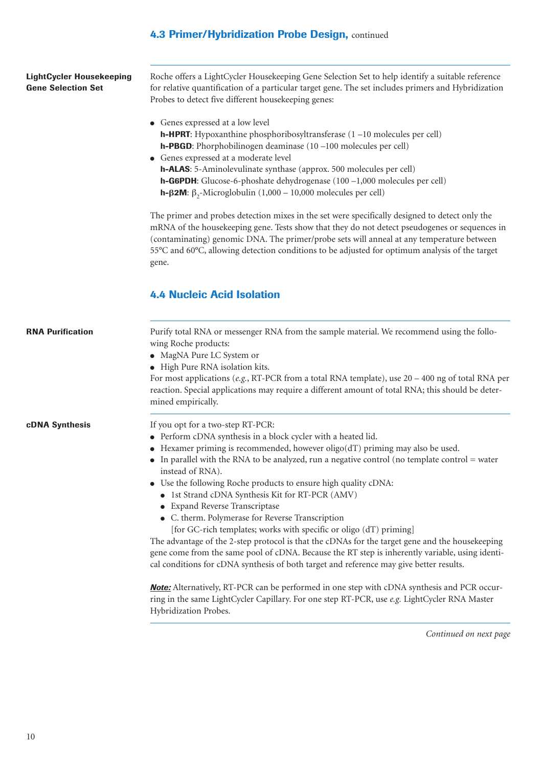## 4.3 Primer/Hybridization Probe Design, continued

**LightCycler Housekeeping Gene Selection Set**

Roche offers a LightCycler Housekeeping Gene Selection Set to help identify a suitable reference for relative quantification of a particular target gene. The set includes primers and Hybridization Probes to detect five different housekeeping genes:

- Genes expressed at a low level
  **h-HPRT**: Hypoxanthine phosphoribosyltransferase (1 –10 molecules per cell)
  **h-PBGD**: Phorphobilinogen deaminase (10 –100 molecules per cell)
- Genes expressed at a moderate level
  **h-ALAS**: 5-Aminolevulinate synthase (approx. 500 molecules per cell)
  **h-G6PDH**: Glucose-6-phoshate dehydrogenase (100 –1,000 molecules per cell)
  **h-β2M**: $\beta_2$-Microglobulin (1,000 – 10,000 molecules per cell)

The primer and probes detection mixes in the set were specifically designed to detect only the mRNA of the housekeeping gene. Tests show that they do not detect pseudogenes or sequences in (contaminating) genomic DNA. The primer/probe sets will anneal at any temperature between 55°C and 60°C, allowing detection conditions to be adjusted for optimum analysis of the target gene.

## 4.4 Nucleic Acid Isolation

**RNA Purification**

Purify total RNA or messenger RNA from the sample material. We recommend using the following Roche products:

- MagNA Pure LC System or
- High Pure RNA isolation kits.

For most applications (*e.g.*, RT-PCR from a total RNA template), use 20 – 400 ng of total RNA per reaction. Special applications may require a different amount of total RNA; this should be determined empirically.

**cDNA Synthesis**

If you opt for a two-step RT-PCR:

- Perform cDNA synthesis in a block cycler with a heated lid.
- Hexamer priming is recommended, however oligo(dT) priming may also be used.
- In parallel with the RNA to be analyzed, run a negative control (no template control = water instead of RNA).
- Use the following Roche products to ensure high quality cDNA:
  - 1st Strand cDNA Synthesis Kit for RT-PCR (AMV)
  - Expand Reverse Transcriptase
  - C. therm. Polymerase for Reverse Transcription
    [for GC-rich templates; works with specific or oligo (dT) priming]

The advantage of the 2-step protocol is that the cDNAs for the target gene and the housekeeping gene come from the same pool of cDNA. Because the RT step is inherently variable, using identical conditions for cDNA synthesis of both target and reference may give better results.

***Note:*** Alternatively, RT-PCR can be performed in one step with cDNA synthesis and PCR occurring in the same LightCycler Capillary. For one step RT-PCR, use *e.g.* LightCycler RNA Master Hybridization Probes.

*Continued on next page*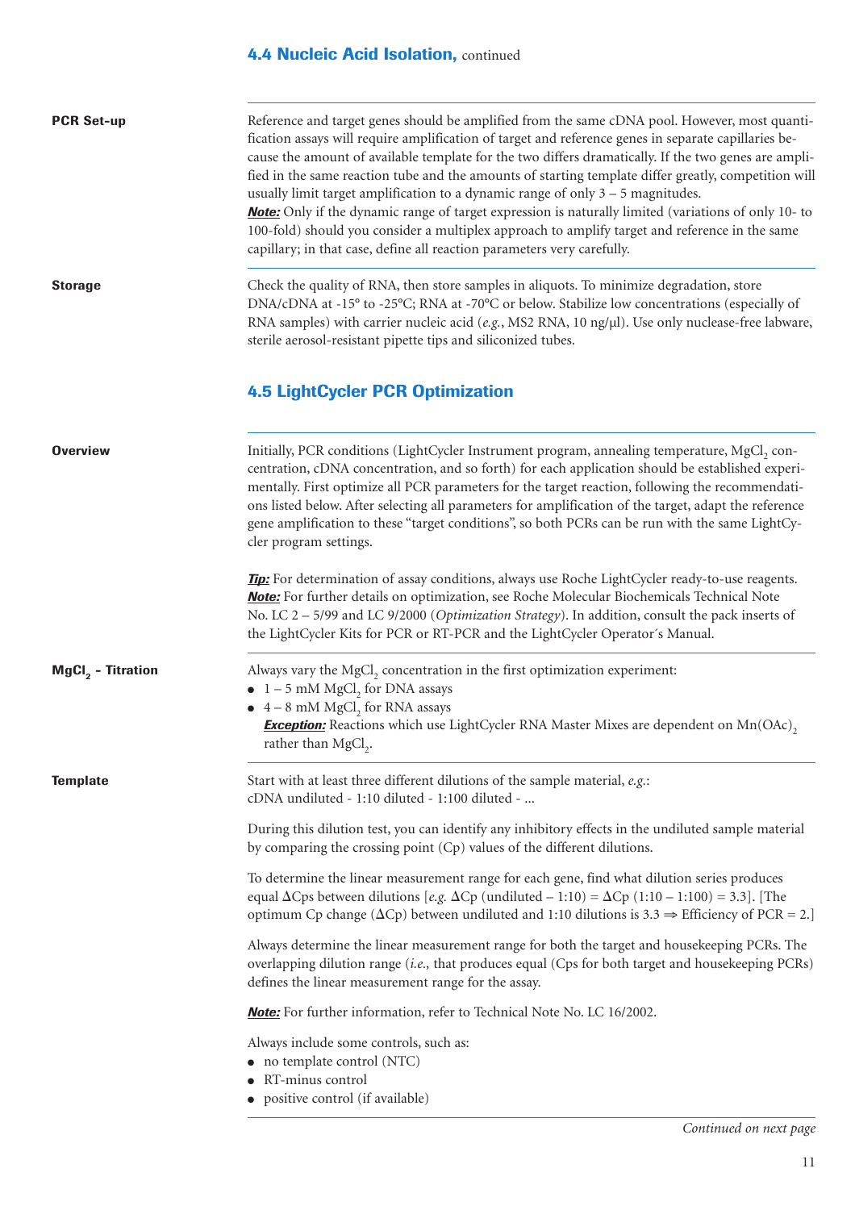## 4.4 Nucleic Acid Isolation, continued

**PCR Set-up**

Reference and target genes should be amplified from the same cDNA pool. However, most quantification assays will require amplification of target and reference genes in separate capillaries because the amount of available template for the two differs dramatically. If the two genes are amplified in the same reaction tube and the amounts of starting template differ greatly, competition will usually limit target amplification to a dynamic range of only 3 – 5 magnitudes.

***Note:*** Only if the dynamic range of target expression is naturally limited (variations of only 10- to 100-fold) should you consider a multiplex approach to amplify target and reference in the same capillary; in that case, define all reaction parameters very carefully.

**Storage**

Check the quality of RNA, then store samples in aliquots. To minimize degradation, store DNA/cDNA at -15° to -25°C; RNA at -70°C or below. Stabilize low concentrations (especially of RNA samples) with carrier nucleic acid (*e.g.*, MS2 RNA, 10 ng/µl). Use only nuclease-free labware, sterile aerosol-resistant pipette tips and siliconized tubes.

## 4.5 LightCycler PCR Optimization

**Overview**

Initially, PCR conditions (LightCycler Instrument program, annealing temperature, $MgCl_2$ concentration, cDNA concentration, and so forth) for each application should be established experimentally. First optimize all PCR parameters for the target reaction, following the recommendations listed below. After selecting all parameters for amplification of the target, adapt the reference gene amplification to these "target conditions", so both PCRs can be run with the same LightCycler program settings.

***Tip:*** For determination of assay conditions, always use Roche LightCycler ready-to-use reagents.
***Note:*** For further details on optimization, see Roche Molecular Biochemicals Technical Note No. LC 2 – 5/99 and LC 9/2000 (*Optimization Strategy*). In addition, consult the pack inserts of the LightCycler Kits for PCR or RT-PCR and the LightCycler Operator´s Manual.

**$MgCl_2$ - Titration**

Always vary the $MgCl_2$ concentration in the first optimization experiment:

- 1 – 5 mM $MgCl_2$ for DNA assays
- 4 – 8 mM $MgCl_2$ for RNA assays

  ***Exception:*** Reactions which use LightCycler RNA Master Mixes are dependent on $Mn(OAc)_2$ rather than $MgCl_2$.

**Template**

Start with at least three different dilutions of the sample material, *e.g.*:
cDNA undiluted - 1:10 diluted - 1:100 diluted - ...

During this dilution test, you can identify any inhibitory effects in the undiluted sample material by comparing the crossing point (Cp) values of the different dilutions.

To determine the linear measurement range for each gene, find what dilution series produces equal ΔCps between dilutions [*e.g.* ΔCp (undiluted – 1:10) = ΔCp (1:10 – 1:100) = 3.3]. [The optimum Cp change (ΔCp) between undiluted and 1:10 dilutions is 3.3 ⇒ Efficiency of PCR = 2.]

Always determine the linear measurement range for both the target and housekeeping PCRs. The overlapping dilution range (*i.e.,* that produces equal (Cps for both target and housekeeping PCRs) defines the linear measurement range for the assay.

***Note:*** For further information, refer to Technical Note No. LC 16/2002.

Always include some controls, such as:

- no template control (NTC)
- RT-minus control
- positive control (if available)

*Continued on next page*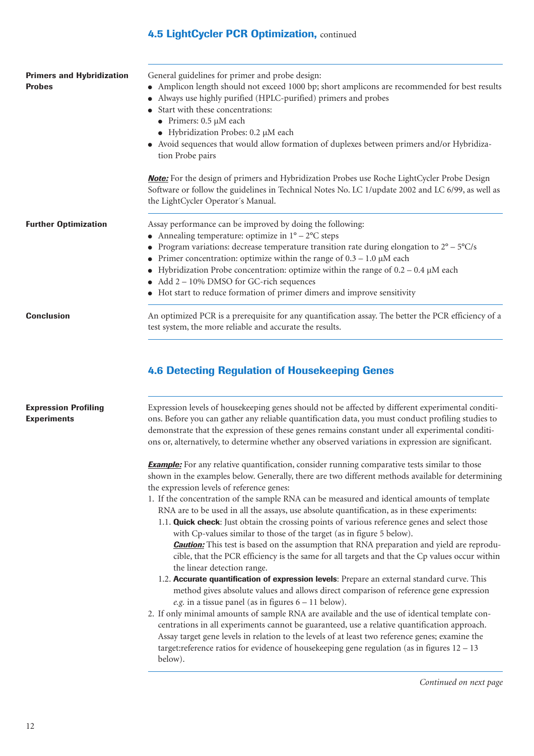## 4.5 LightCycler PCR Optimization, continued

**Primers and Hybridization Probes**

General guidelines for primer and probe design:

- Amplicon length should not exceed 1000 bp; short amplicons are recommended for best results
- Always use highly purified (HPLC-purified) primers and probes
- Start with these concentrations:
  - Primers: 0.5 µM each
  - Hybridization Probes: 0.2 µM each
- Avoid sequences that would allow formation of duplexes between primers and/or Hybridization Probe pairs

***Note:*** For the design of primers and Hybridization Probes use Roche LightCycler Probe Design Software or follow the guidelines in Technical Notes No. LC 1/update 2002 and LC 6/99, as well as the LightCycler Operator´s Manual.

**Further Optimization**

Assay performance can be improved by doing the following:

- Annealing temperature: optimize in 1° – 2°C steps
- Program variations: decrease temperature transition rate during elongation to 2° – 5°C/s
- Primer concentration: optimize within the range of 0.3 – 1.0 µM each
- Hybridization Probe concentration: optimize within the range of 0.2 – 0.4 µM each
- Add 2 – 10% DMSO for GC-rich sequences
- Hot start to reduce formation of primer dimers and improve sensitivity

**Conclusion**

An optimized PCR is a prerequisite for any quantification assay. The better the PCR efficiency of a test system, the more reliable and accurate the results.

## 4.6 Detecting Regulation of Housekeeping Genes

**Expression Profiling Experiments**

Expression levels of housekeeping genes should not be affected by different experimental conditions. Before you can gather any reliable quantification data, you must conduct profiling studies to demonstrate that the expression of these genes remains constant under all experimental conditions or, alternatively, to determine whether any observed variations in expression are significant.

***Example:*** For any relative quantification, consider running comparative tests similar to those shown in the examples below. Generally, there are two different methods available for determining the expression levels of reference genes:

1. If the concentration of the sample RNA can be measured and identical amounts of template RNA are to be used in all the assays, use absolute quantification, as in these experiments:
   1.1. **Quick check**: Just obtain the crossing points of various reference genes and select those with Cp-values similar to those of the target (as in figure 5 below).
   ***Caution:*** This test is based on the assumption that RNA preparation and yield are reproducible, that the PCR efficiency is the same for all targets and that the Cp values occur within the linear detection range.
   1.2. **Accurate quantification of expression levels**: Prepare an external standard curve. This method gives absolute values and allows direct comparison of reference gene expression *e.g.* in a tissue panel (as in figures 6 – 11 below).
2. If only minimal amounts of sample RNA are available and the use of identical template concentrations in all experiments cannot be guaranteed, use a relative quantification approach. Assay target gene levels in relation to the levels of at least two reference genes; examine the target:reference ratios for evidence of housekeeping gene regulation (as in figures 12 – 13 below).

*Continued on next page*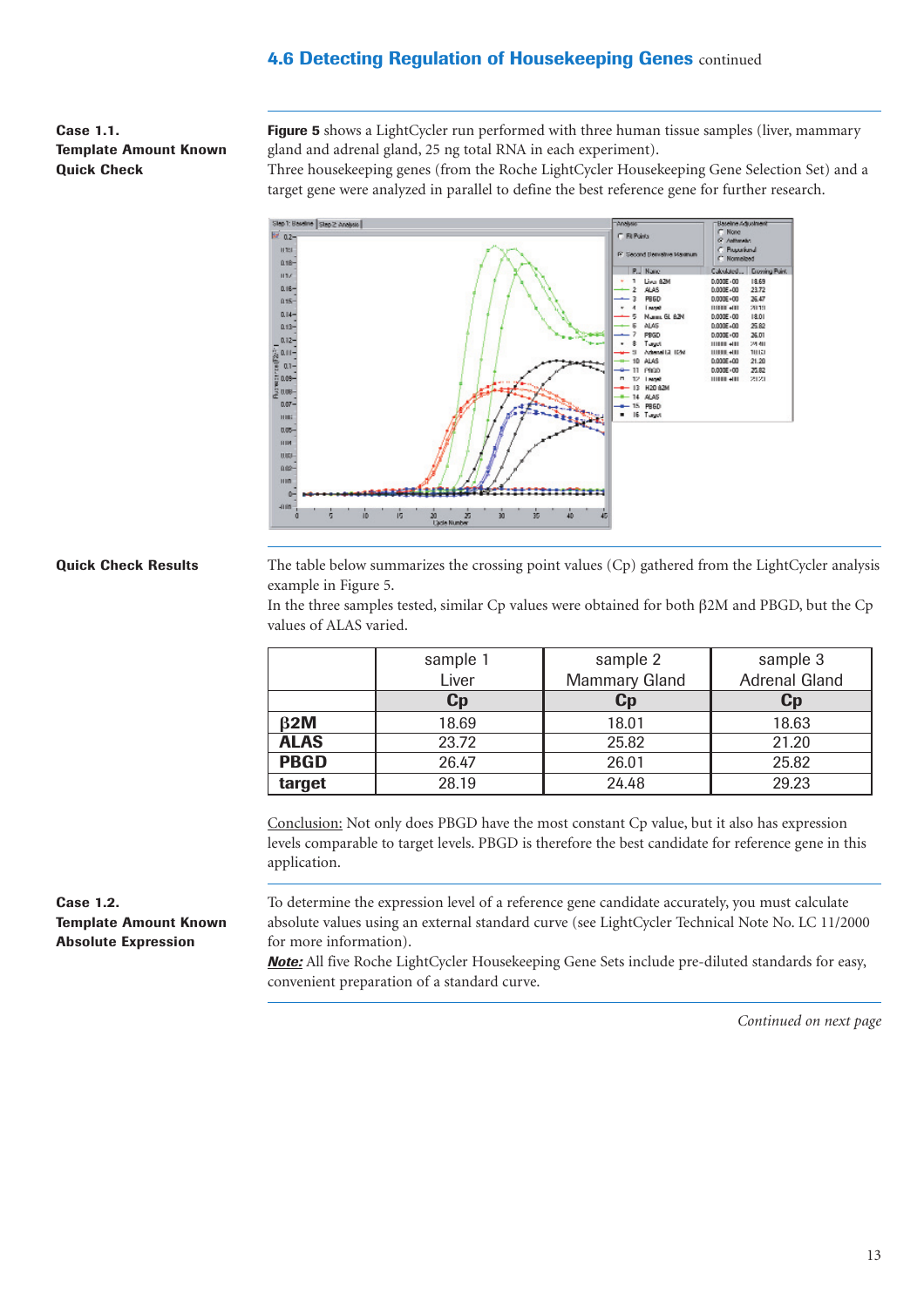## 4.6 Detecting Regulation of Housekeeping Genes continued

**Case 1.1.**
**Template Amount Known**
**Quick Check**

**Figure 5** shows a LightCycler run performed with three human tissue samples (liver, mammary gland and adrenal gland, 25 ng total RNA in each experiment).
Three housekeeping genes (from the Roche LightCycler Housekeeping Gene Selection Set) and a target gene were analyzed in parallel to define the best reference gene for further research.

**Quick Check Results**

The table below summarizes the crossing point values (Cp) gathered from the LightCycler analysis example in Figure 5.
In the three samples tested, similar Cp values were obtained for both β2M and PBGD, but the Cp values of ALAS varied.

| | sample 1 Liver | sample 2 Mammary Gland | sample 3 Adrenal Gland |
|---|---|---|---|
| | **Cp** | **Cp** | **Cp** |
| **β2M** | 18.69 | 18.01 | 18.63 |
| **ALAS** | 23.72 | 25.82 | 21.20 |
| **PBGD** | 26.47 | 26.01 | 25.82 |
| **target** | 28.19 | 24.48 | 29.23 |

Conclusion: Not only does PBGD have the most constant Cp value, but it also has expression levels comparable to target levels. PBGD is therefore the best candidate for reference gene in this application.

**Case 1.2.**
**Template Amount Known**
**Absolute Expression**

To determine the expression level of a reference gene candidate accurately, you must calculate absolute values using an external standard curve (see LightCycler Technical Note No. LC 11/2000 for more information).

***Note:*** All five Roche LightCycler Housekeeping Gene Sets include pre-diluted standards for easy, convenient preparation of a standard curve.

*Continued on next page*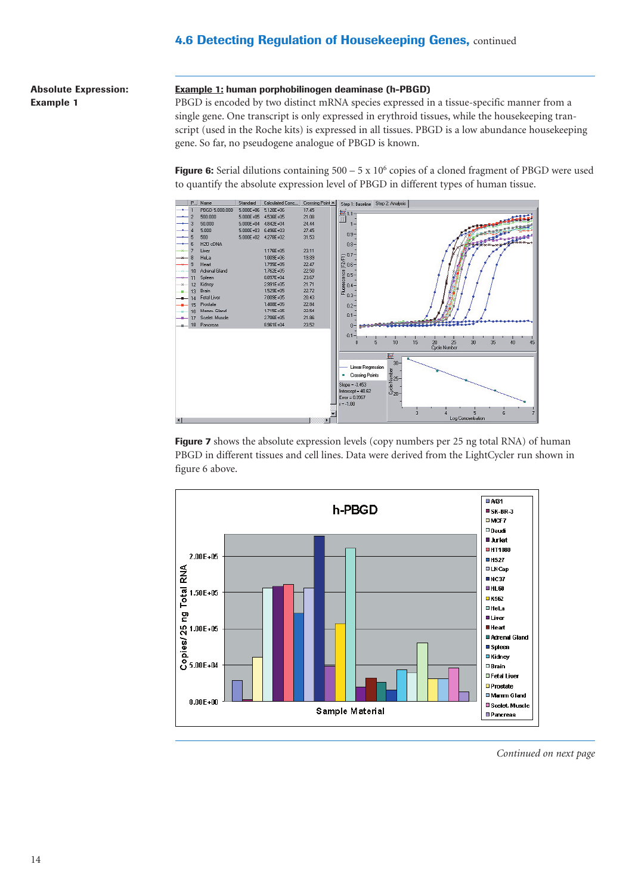## 4.6 Detecting Regulation of Housekeeping Genes, continued

**Absolute Expression: Example 1**

**Example 1: human porphobilinogen deaminase (h-PBGD)**

PBGD is encoded by two distinct mRNA species expressed in a tissue-specific manner from a single gene. One transcript is only expressed in erythroid tissues, while the housekeeping transcript (used in the Roche kits) is expressed in all tissues. PBGD is a low abundance housekeeping gene. So far, no pseudogene analogue of PBGD is known.

**Figure 6:** Serial dilutions containing 500 – 5 x $10^6$ copies of a cloned fragment of PBGD were used to quantify the absolute expression level of PBGD in different types of human tissue.

**Figure 7** shows the absolute expression levels (copy numbers per 25 ng total RNA) of human PBGD in different tissues and cell lines. Data were derived from the LightCycler run shown in figure 6 above.

*Continued on next page*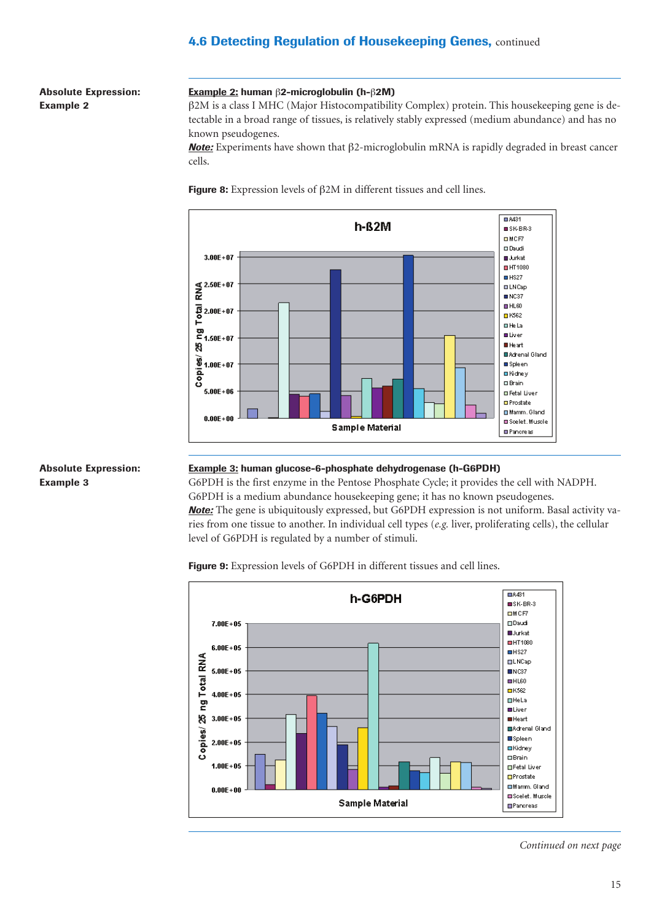## 4.6 Detecting Regulation of Housekeeping Genes, continued

**Absolute Expression: Example 2**

**Example 2: human β2-microglobulin (h-β2M)**

β2M is a class I MHC (Major Histocompatibility Complex) protein. This housekeeping gene is detectable in a broad range of tissues, is relatively stably expressed (medium abundance) and has no known pseudogenes.

***Note:*** Experiments have shown that β2-microglobulin mRNA is rapidly degraded in breast cancer cells.

**Figure 8:** Expression levels of β2M in different tissues and cell lines.

**Absolute Expression: Example 3**

**Example 3: human glucose-6-phosphate dehydrogenase (h-G6PDH)**

G6PDH is the first enzyme in the Pentose Phosphate Cycle; it provides the cell with NADPH. G6PDH is a medium abundance housekeeping gene; it has no known pseudogenes.

***Note:*** The gene is ubiquitously expressed, but G6PDH expression is not uniform. Basal activity varies from one tissue to another. In individual cell types (*e.g.* liver, proliferating cells), the cellular level of G6PDH is regulated by a number of stimuli.

**Figure 9:** Expression levels of G6PDH in different tissues and cell lines.

*Continued on next page*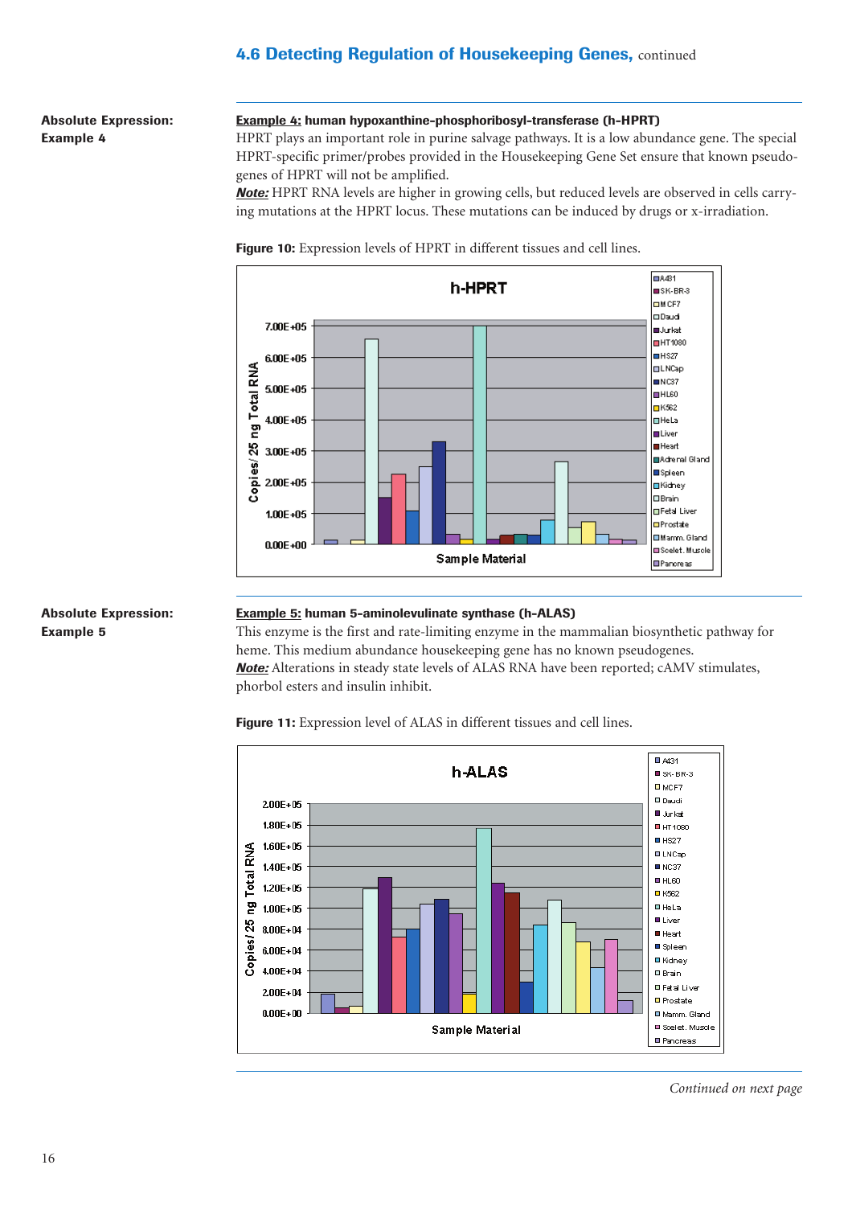## 4.6 Detecting Regulation of Housekeeping Genes, continued

**Absolute Expression: Example 4**

**Example 4: human hypoxanthine-phosphoribosyl-transferase (h-HPRT)**

HPRT plays an important role in purine salvage pathways. It is a low abundance gene. The special HPRT-specific primer/probes provided in the Housekeeping Gene Set ensure that known pseudogenes of HPRT will not be amplified.

***Note:*** HPRT RNA levels are higher in growing cells, but reduced levels are observed in cells carrying mutations at the HPRT locus. These mutations can be induced by drugs or x-irradiation.

**Figure 10:** Expression levels of HPRT in different tissues and cell lines.

**Absolute Expression: Example 5**

**Example 5: human 5-aminolevulinate synthase (h-ALAS)**

This enzyme is the first and rate-limiting enzyme in the mammalian biosynthetic pathway for heme. This medium abundance housekeeping gene has no known pseudogenes.

***Note:*** Alterations in steady state levels of ALAS RNA have been reported; cAMV stimulates, phorbol esters and insulin inhibit.

**Figure 11:** Expression level of ALAS in different tissues and cell lines.

*Continued on next page*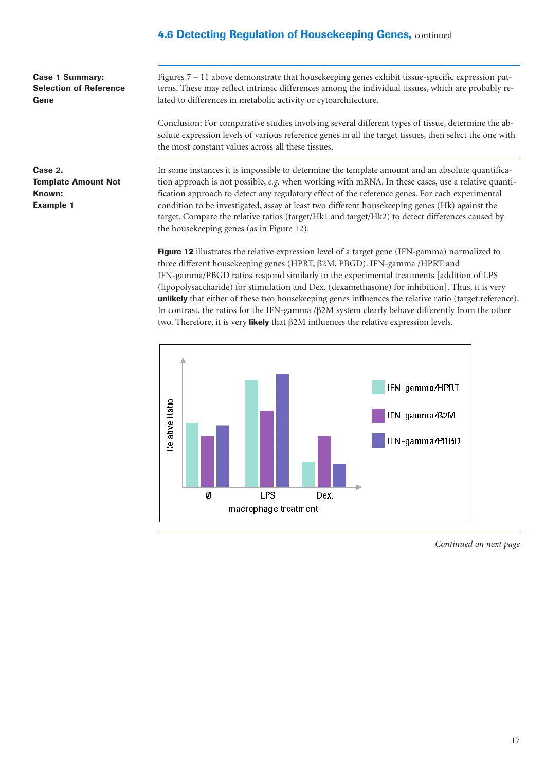## 4.6 Detecting Regulation of Housekeeping Genes, continued

**Case 1 Summary: Selection of Reference Gene**

Figures 7 – 11 above demonstrate that housekeeping genes exhibit tissue-specific expression patterns. These may reflect intrinsic differences among the individual tissues, which are probably related to differences in metabolic activity or cytoarchitecture.

Conclusion: For comparative studies involving several different types of tissue, determine the absolute expression levels of various reference genes in all the target tissues, then select the one with the most constant values across all these tissues.

**Case 2. Template Amount Not Known: Example 1**

In some instances it is impossible to determine the template amount and an absolute quantification approach is not possible, *e.g.* when working with mRNA. In these cases, use a relative quantification approach to detect any regulatory effect of the reference genes. For each experimental condition to be investigated, assay at least two different housekeeping genes (Hk) against the target. Compare the relative ratios (target/Hk1 and target/Hk2) to detect differences caused by the housekeeping genes (as in Figure 12).

**Figure 12** illustrates the relative expression level of a target gene (IFN-gamma) normalized to three different housekeeping genes (HPRT, β2M, PBGD). IFN-gamma /HPRT and IFN-gamma/PBGD ratios respond similarly to the experimental treatments [addition of LPS (lipopolysaccharide) for stimulation and Dex. (dexamethasone) for inhibition]. Thus, it is very **unlikely** that either of these two housekeeping genes influences the relative ratio (target:reference). In contrast, the ratios for the IFN-gamma /β2M system clearly behave differently from the other two. Therefore, it is very **likely** that β2M influences the relative expression levels.

*Continued on next page*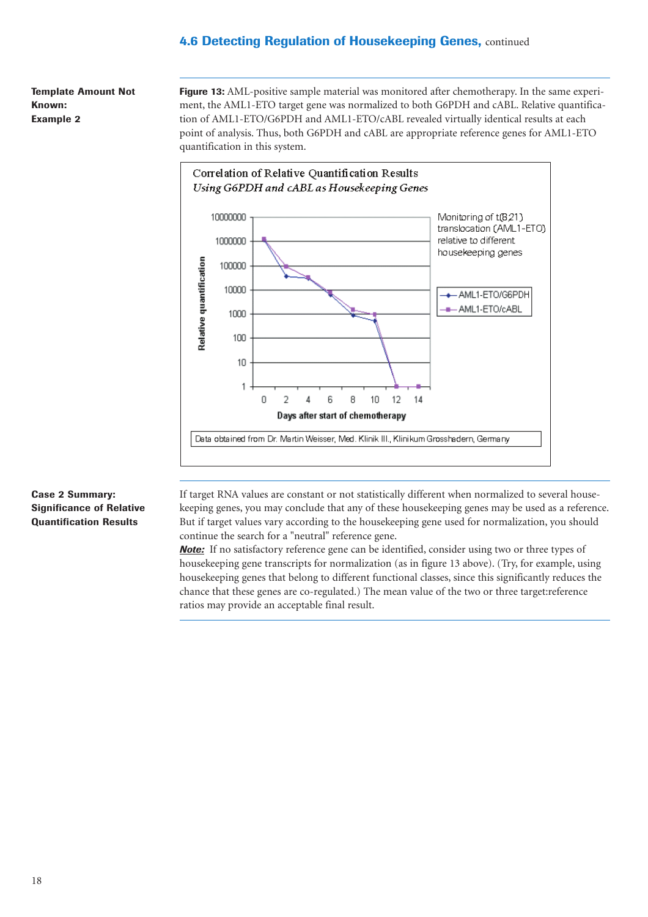**Template Amount Not Known: Example 2**

**Figure 13:** AML-positive sample material was monitored after chemotherapy. In the same experiment, the AML1-ETO target gene was normalized to both G6PDH and cABL. Relative quantification of AML1-ETO/G6PDH and AML1-ETO/cABL revealed virtually identical results at each point of analysis. Thus, both G6PDH and cABL are appropriate reference genes for AML1-ETO quantification in this system.

Correlation of Relative Quantification Results
*Using G6PDH and cABL as Housekeeping Genes*

Monitoring of t(8;21) translocation (AML1-ETO) relative to different housekeeping genes

Relative quantification (1 to 10000000, log scale)

Days after start of chemotherapy (0 to 14)

AML1-ETO/G6PDH
AML1-ETO/cABL

Data obtained from Dr. Martin Weisser, Med. Klinik III., Klinikum Grosshadern, Germany

**Case 2 Summary: Significance of Relative Quantification Results**

If target RNA values are constant or not statistically different when normalized to several housekeeping genes, you may conclude that any of these housekeeping genes may be used as a reference. But if target values vary according to the housekeeping gene used for normalization, you should continue the search for a "neutral" reference gene.

***Note:*** If no satisfactory reference gene can be identified, consider using two or three types of housekeeping gene transcripts for normalization (as in figure 13 above). (Try, for example, using housekeeping genes that belong to different functional classes, since this significantly reduces the chance that these genes are co-regulated.) The mean value of the two or three target:reference ratios may provide an acceptable final result.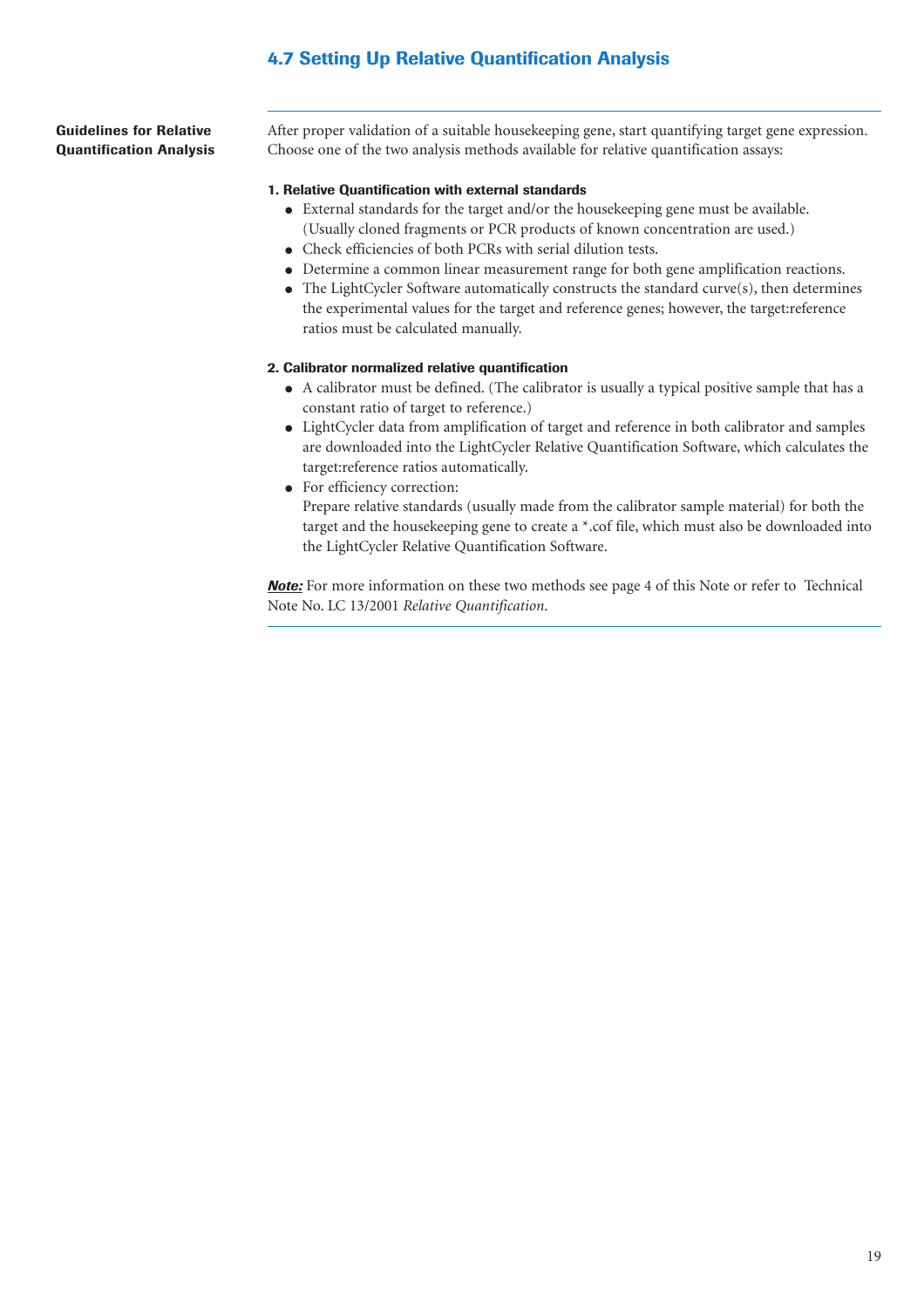## 4.7 Setting Up Relative Quantification Analysis

**Guidelines for Relative Quantification Analysis**

After proper validation of a suitable housekeeping gene, start quantifying target gene expression. Choose one of the two analysis methods available for relative quantification assays:

**1. Relative Quantification with external standards**

- External standards for the target and/or the housekeeping gene must be available. (Usually cloned fragments or PCR products of known concentration are used.)
- Check efficiencies of both PCRs with serial dilution tests.
- Determine a common linear measurement range for both gene amplification reactions.
- The LightCycler Software automatically constructs the standard curve(s), then determines the experimental values for the target and reference genes; however, the target:reference ratios must be calculated manually.

**2. Calibrator normalized relative quantification**

- A calibrator must be defined. (The calibrator is usually a typical positive sample that has a constant ratio of target to reference.)
- LightCycler data from amplification of target and reference in both calibrator and samples are downloaded into the LightCycler Relative Quantification Software, which calculates the target:reference ratios automatically.
- For efficiency correction:
  Prepare relative standards (usually made from the calibrator sample material) for both the target and the housekeeping gene to create a *.cof file, which must also be downloaded into the LightCycler Relative Quantification Software.

***Note:*** For more information on these two methods see page 4 of this Note or refer to Technical Note No. LC 13/2001 *Relative Quantification*.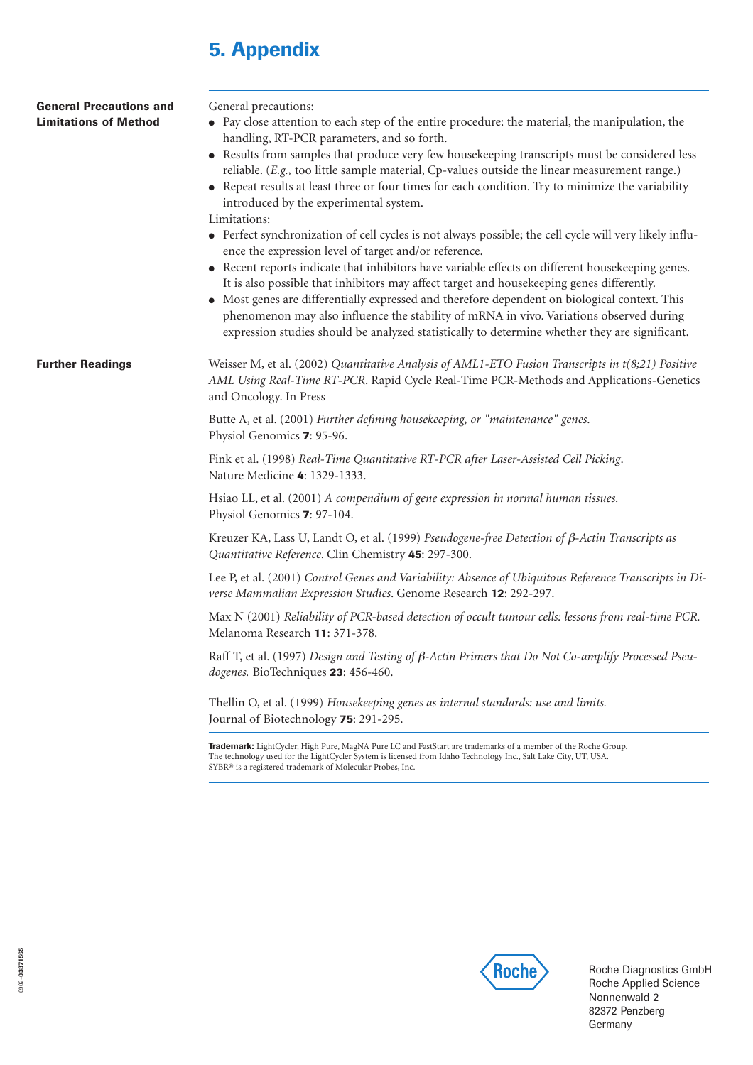# 5. Appendix

## General Precautions and Limitations of Method

General precautions:

- Pay close attention to each step of the entire procedure: the material, the manipulation, the handling, RT-PCR parameters, and so forth.
- Results from samples that produce very few housekeeping transcripts must be considered less reliable. (*E.g.,* too little sample material, Cp-values outside the linear measurement range.)
- Repeat results at least three or four times for each condition. Try to minimize the variability introduced by the experimental system.

Limitations:

- Perfect synchronization of cell cycles is not always possible; the cell cycle will very likely influence the expression level of target and/or reference.
- Recent reports indicate that inhibitors have variable effects on different housekeeping genes. It is also possible that inhibitors may affect target and housekeeping genes differently.
- Most genes are differentially expressed and therefore dependent on biological context. This phenomenon may also influence the stability of mRNA in vivo. Variations observed during expression studies should be analyzed statistically to determine whether they are significant.

## Further Readings

Weisser M, et al. (2002) *Quantitative Analysis of AML1-ETO Fusion Transcripts in t(8;21) Positive AML Using Real-Time RT-PCR*. Rapid Cycle Real-Time PCR-Methods and Applications-Genetics and Oncology. In Press

Butte A, et al. (2001) *Further defining housekeeping, or "maintenance" genes*. Physiol Genomics **7**: 95-96.

Fink et al. (1998) *Real-Time Quantitative RT-PCR after Laser-Assisted Cell Picking*. Nature Medicine **4**: 1329-1333.

Hsiao LL, et al. (2001) *A compendium of gene expression in normal human tissues*. Physiol Genomics **7**: 97-104.

Kreuzer KA, Lass U, Landt O, et al. (1999) *Pseudogene-free Detection of β-Actin Transcripts as Quantitative Reference*. Clin Chemistry **45**: 297-300.

Lee P, et al. (2001) *Control Genes and Variability: Absence of Ubiquitous Reference Transcripts in Diverse Mammalian Expression Studies*. Genome Research **12**: 292-297.

Max N (2001) *Reliability of PCR-based detection of occult tumour cells: lessons from real-time PCR.* Melanoma Research **11**: 371-378.

Raff T, et al. (1997) *Design and Testing of β-Actin Primers that Do Not Co-amplify Processed Pseudogenes.* BioTechniques **23**: 456-460.

Thellin O, et al. (1999) *Housekeeping genes as internal standards: use and limits.* Journal of Biotechnology **75**: 291-295.

**Trademark:** LightCycler, High Pure, MagNA Pure LC and FastStart are trademarks of a member of the Roche Group.
The technology used for the LightCycler System is licensed from Idaho Technology Inc., Salt Lake City, UT, USA.
SYBR® is a registered trademark of Molecular Probes, Inc.

0902 · 03371565

Roche Diagnostics GmbH
Roche Applied Science
Nonnenwald 2
82372 Penzberg
Germany